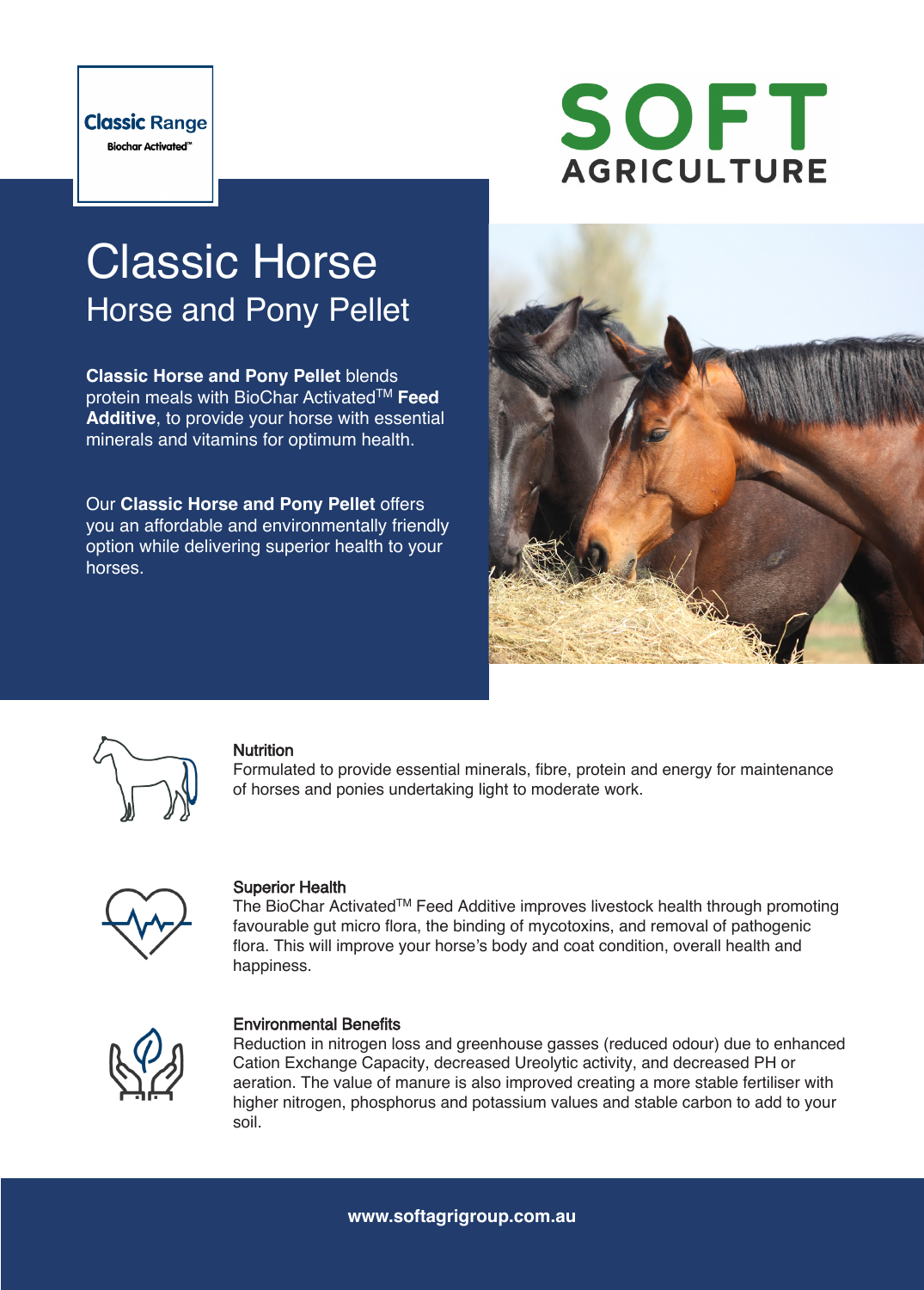Classic Range
Biochar Activated™

SOFT AGRICULTURE

# Classic Horse

## Horse and Pony Pellet

**Classic Horse and Pony Pellet** blends protein meals with BioChar Activated™ **Feed Additive**, to provide your horse with essential minerals and vitamins for optimum health.

Our **Classic Horse and Pony Pellet** offers you an affordable and environmentally friendly option while delivering superior health to your horses.

### Nutrition

Formulated to provide essential minerals, fibre, protein and energy for maintenance of horses and ponies undertaking light to moderate work.

### Superior Health

The BioChar Activated™ Feed Additive improves livestock health through promoting favourable gut micro flora, the binding of mycotoxins, and removal of pathogenic flora. This will improve your horse's body and coat condition, overall health and happiness.

### Environmental Benefits

Reduction in nitrogen loss and greenhouse gasses (reduced odour) due to enhanced Cation Exchange Capacity, decreased Ureolytic activity, and decreased PH or aeration. The value of manure is also improved creating a more stable fertiliser with higher nitrogen, phosphorus and potassium values and stable carbon to add to your soil.

**www.softagrigroup.com.au**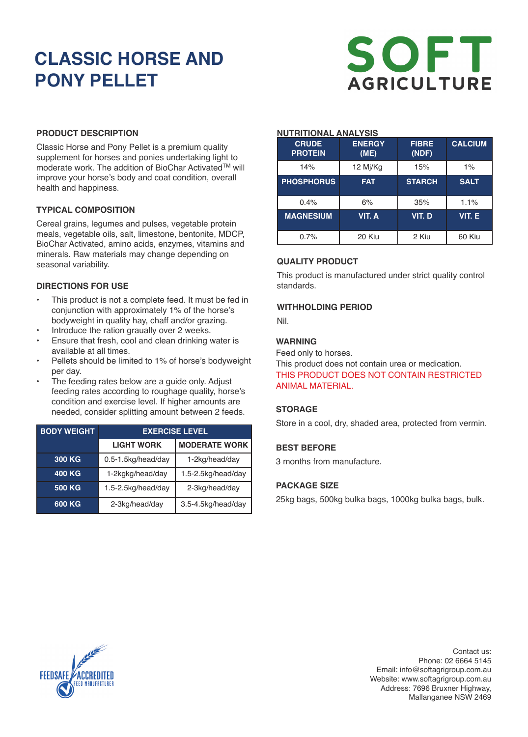# CLASSIC HORSE AND PONY PELLET

SOFT AGRICULTURE

## PRODUCT DESCRIPTION

Classic Horse and Pony Pellet is a premium quality supplement for horses and ponies undertaking light to moderate work. The addition of BioChar Activated™ will improve your horse's body and coat condition, overall health and happiness.

## TYPICAL COMPOSITION

Cereal grains, legumes and pulses, vegetable protein meals, vegetable oils, salt, limestone, bentonite, MDCP, BioChar Activated, amino acids, enzymes, vitamins and minerals. Raw materials may change depending on seasonal variability.

## DIRECTIONS FOR USE

- This product is not a complete feed. It must be fed in conjunction with approximately 1% of the horse's bodyweight in quality hay, chaff and/or grazing.
- Introduce the ration graually over 2 weeks.
- Ensure that fresh, cool and clean drinking water is available at all times.
- Pellets should be limited to 1% of horse's bodyweight per day.
- The feeding rates below are a guide only. Adjust feeding rates according to roughage quality, horse's condition and exercise level. If higher amounts are needed, consider splitting amount between 2 feeds.

| BODY WEIGHT | EXERCISE LEVEL | |
|---|---|---|
| | LIGHT WORK | MODERATE WORK |
| 300 KG | 0.5-1.5kg/head/day | 1-2kg/head/day |
| 400 KG | 1-2kgkg/head/day | 1.5-2.5kg/head/day |
| 500 KG | 1.5-2.5kg/head/day | 2-3kg/head/day |
| 600 KG | 2-3kg/head/day | 3.5-4.5kg/head/day |

## NUTRITIONAL ANALYSIS

| CRUDE PROTEIN | ENERGY (ME) | FIBRE (NDF) | CALCIUM |
|---|---|---|---|
| 14% | 12 Mj/Kg | 15% | 1% |
| **PHOSPHORUS** | **FAT** | **STARCH** | **SALT** |
| 0.4% | 6% | 35% | 1.1% |
| **MAGNESIUM** | **VIT. A** | **VIT. D** | **VIT. E** |
| 0.7% | 20 Kiu | 2 Kiu | 60 Kiu |

## QUALITY PRODUCT

This product is manufactured under strict quality control standards.

## WITHHOLDING PERIOD

Nil.

## WARNING

Feed only to horses.
This product does not contain urea or medication.
THIS PRODUCT DOES NOT CONTAIN RESTRICTED ANIMAL MATERIAL.

## STORAGE

Store in a cool, dry, shaded area, protected from vermin.

## BEST BEFORE

3 months from manufacture.

## PACKAGE SIZE

25kg bags, 500kg bulka bags, 1000kg bulka bags, bulk.

FEEDSAFE ACCREDITED FEED MANUFACTURER

Contact us:
Phone: 02 6664 5145
Email: info@softagrigroup.com.au
Website: www.softagrigroup.com.au
Address: 7696 Bruxner Highway, Mallanganee NSW 2469